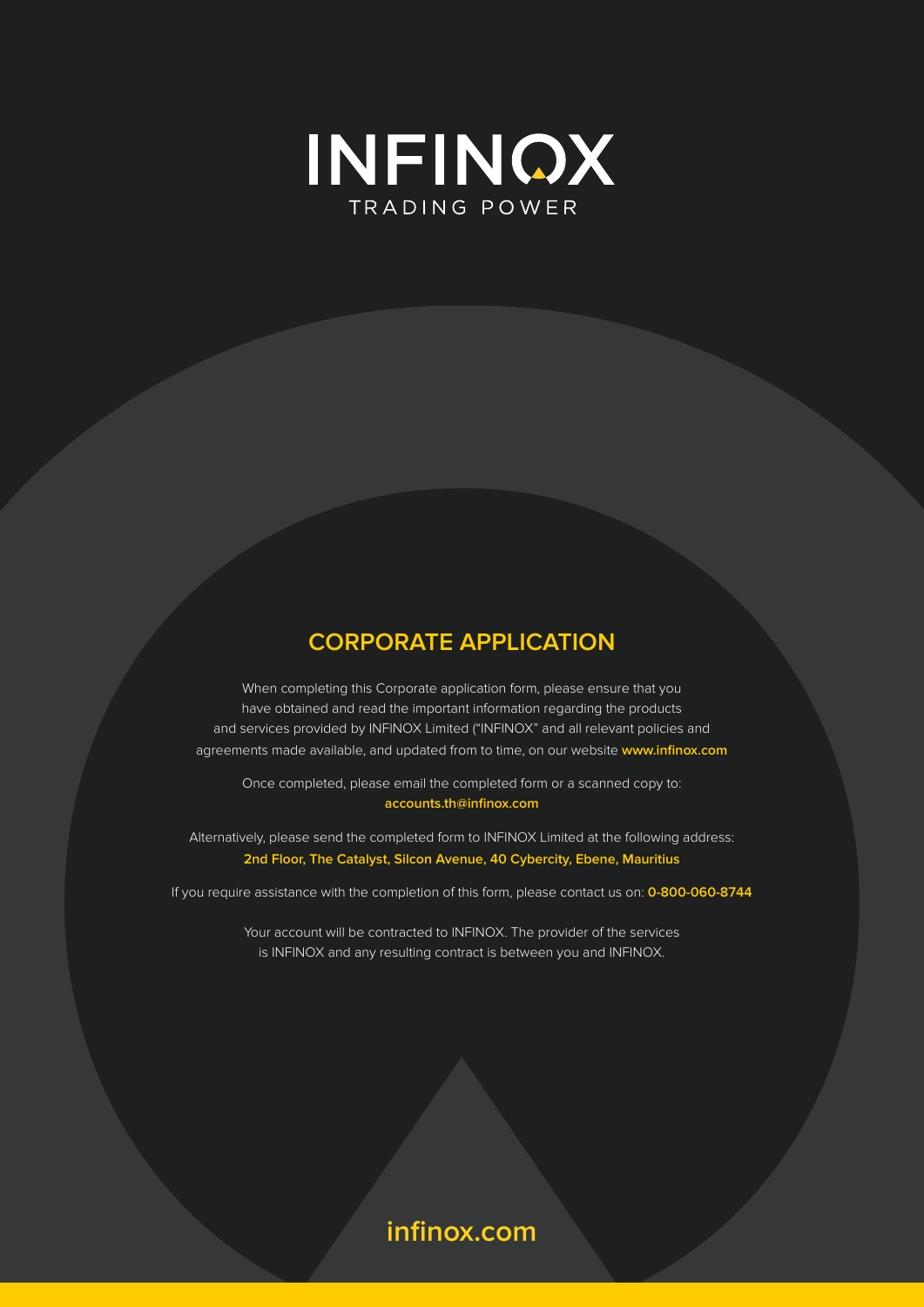# INFINOX

TRADING POWER

## CORPORATE APPLICATION

When completing this Corporate application form, please ensure that you have obtained and read the important information regarding the products and services provided by INFINOX Limited ("INFINOX" and all relevant policies and agreements made available, and updated from to time, on our website **www.infinox.com**

Once completed, please email the completed form or a scanned copy to: **accounts.th@infinox.com**

Alternatively, please send the completed form to INFINOX Limited at the following address: **2nd Floor, The Catalyst, Silcon Avenue, 40 Cybercity, Ebene, Mauritius**

If you require assistance with the completion of this form, please contact us on: **0-800-060-8744**

Your account will be contracted to INFINOX. The provider of the services is INFINOX and any resulting contract is between you and INFINOX.

**infinox.com**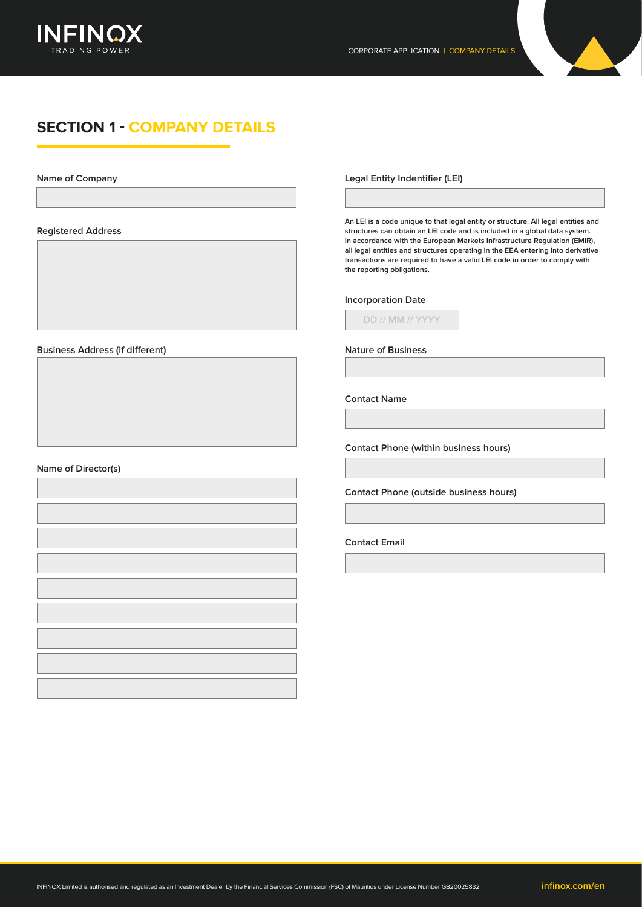## SECTION 1 - COMPANY DETAILS

Name of Company

Registered Address

Business Address (if different)

Name of Director(s)

Legal Entity Indentifier (LEI)

**An LEI is a code unique to that legal entity or structure. All legal entities and structures can obtain an LEI code and is included in a global data system. In accordance with the European Markets Infrastructure Regulation (EMIR), all legal entities and structures operating in the EEA entering into derivative transactions are required to have a valid LEI code in order to comply with the reporting obligations.**

Incorporation Date

DD // MM // YYYY

Nature of Business

Contact Name

Contact Phone (within business hours)

Contact Phone (outside business hours)

Contact Email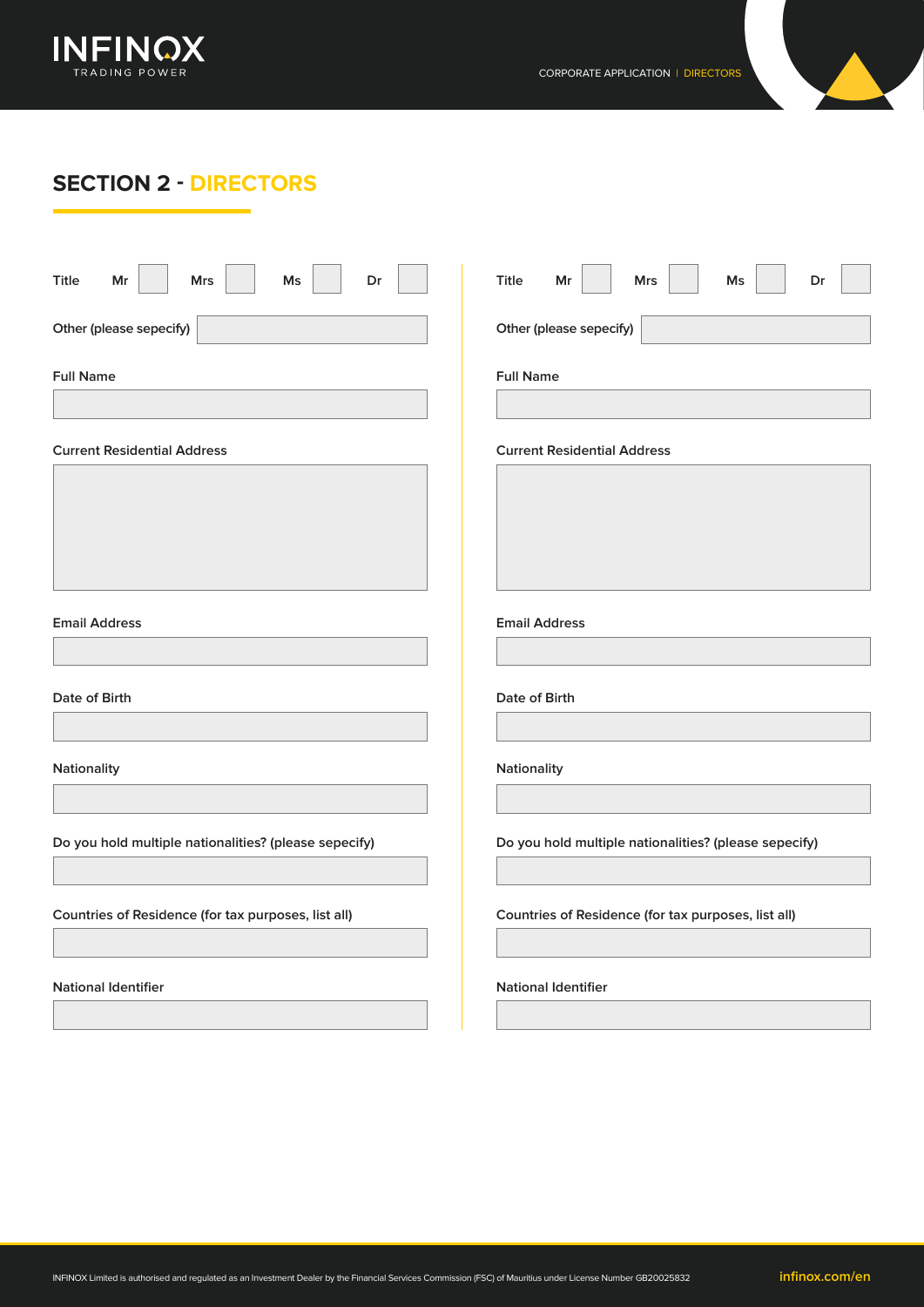## SECTION 2 - DIRECTORS

Title Mr [ ] Mrs [ ] Ms [ ] Dr [ ]

Other (please sepecify)

Full Name

Current Residential Address

Email Address

Date of Birth

Nationality

Do you hold multiple nationalities? (please sepecify)

Countries of Residence (for tax purposes, list all)

National Identifier

Title Mr [ ] Mrs [ ] Ms [ ] Dr [ ]

Other (please sepecify)

Full Name

Current Residential Address

Email Address

Date of Birth

Nationality

Do you hold multiple nationalities? (please sepecify)

Countries of Residence (for tax purposes, list all)

National Identifier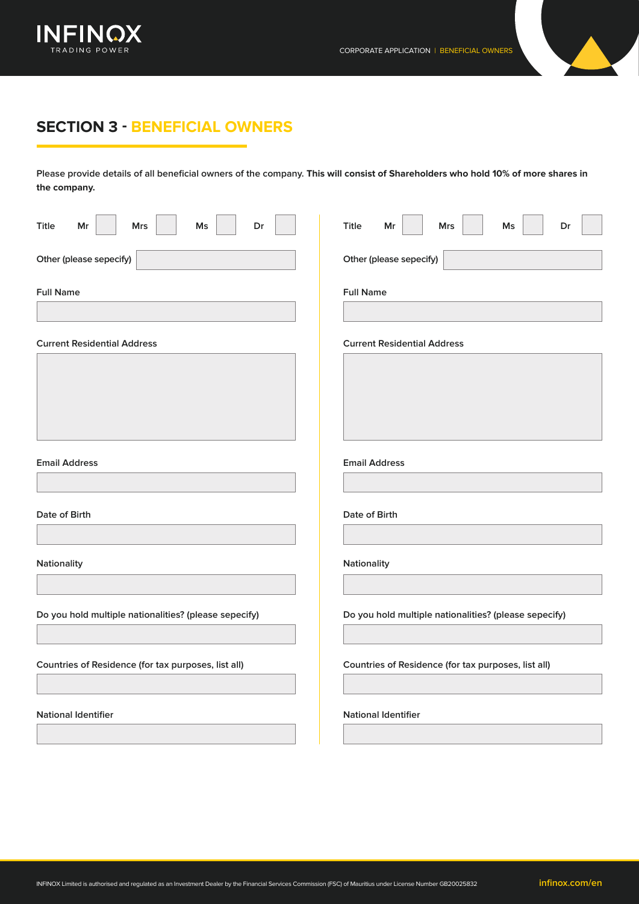## SECTION 3 - BENEFICIAL OWNERS

Please provide details of all beneficial owners of the company. **This will consist of Shareholders who hold 10% of more shares in the company.**

Title Mr ☐ Mrs ☐ Ms ☐ Dr ☐

Other (please sepecify)

Full Name

Current Residential Address

Email Address

Date of Birth

Nationality

Do you hold multiple nationalities? (please sepecify)

Countries of Residence (for tax purposes, list all)

National Identifier

Title Mr ☐ Mrs ☐ Ms ☐ Dr ☐

Other (please sepecify)

Full Name

Current Residential Address

Email Address

Date of Birth

Nationality

Do you hold multiple nationalities? (please sepecify)

Countries of Residence (for tax purposes, list all)

National Identifier

INFINOX Limited is authorised and regulated as an Investment Dealer by the Financial Services Commission (FSC) of Mauritius under License Number GB20025832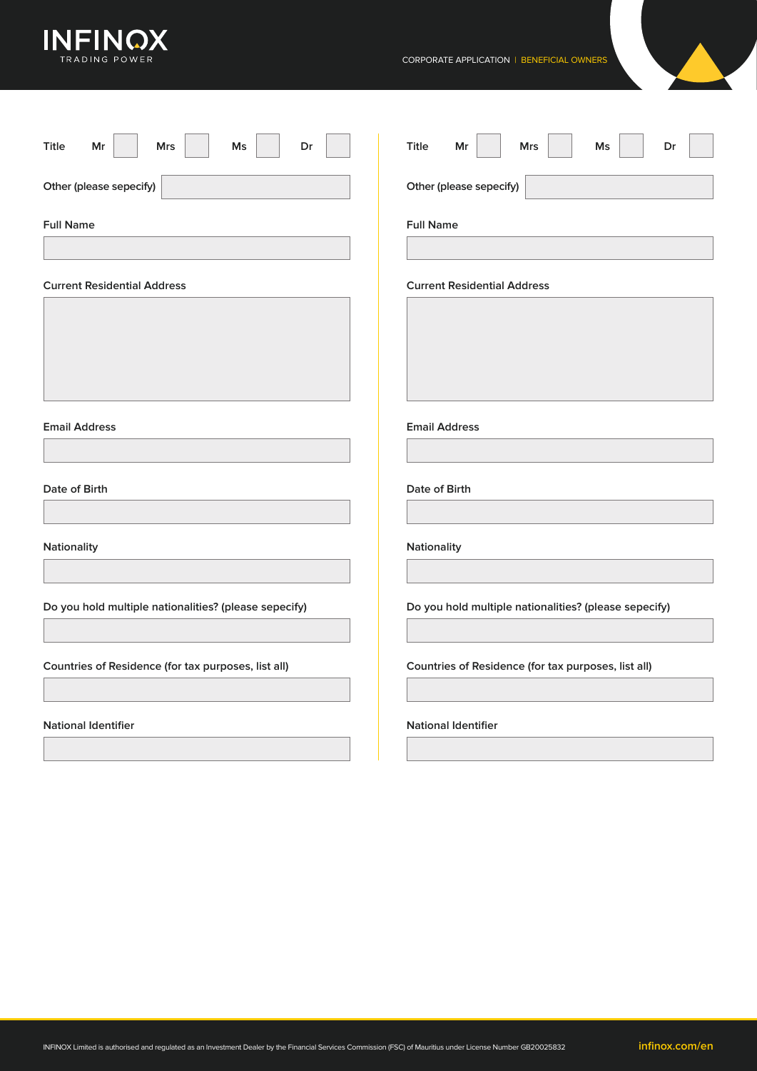CORPORATE APPLICATION | BENEFICIAL OWNERS

Title Mr [ ] Mrs [ ] Ms [ ] Dr [ ]

Other (please sepecify)

Full Name

Current Residential Address

Email Address

Date of Birth

Nationality

Do you hold multiple nationalities? (please sepecify)

Countries of Residence (for tax purposes, list all)

National Identifier

Title Mr [ ] Mrs [ ] Ms [ ] Dr [ ]

Other (please sepecify)

Full Name

Current Residential Address

Email Address

Date of Birth

Nationality

Do you hold multiple nationalities? (please sepecify)

Countries of Residence (for tax purposes, list all)

National Identifier

INFINOX Limited is authorised and regulated as an Investment Dealer by the Financial Services Commission (FSC) of Mauritius under License Number GB20025832

infinox.com/en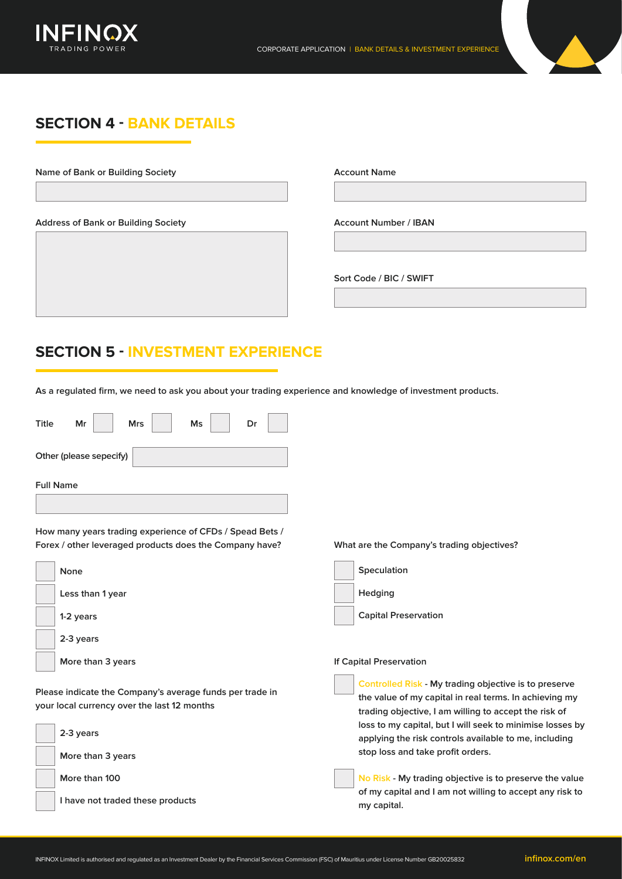## SECTION 4 - BANK DETAILS

Name of Bank or Building Society

Address of Bank or Building Society

Account Name

Account Number / IBAN

Sort Code / BIC / SWIFT

## SECTION 5 - INVESTMENT EXPERIENCE

As a regulated firm, we need to ask you about your trading experience and knowledge of investment products.

Title Mr ☐ Mrs ☐ Ms ☐ Dr ☐

Other (please sepecify)

Full Name

How many years trading experience of CFDs / Spead Bets / Forex / other leveraged products does the Company have?

- ☐ None
- ☐ Less than 1 year
- ☐ 1-2 years
- ☐ 2-3 years
- ☐ More than 3 years

Please indicate the Company's average funds per trade in your local currency over the last 12 months

- ☐ 2-3 years
- ☐ More than 3 years
- ☐ More than 100
- ☐ I have not traded these products

What are the Company's trading objectives?

- ☐ Speculation
- ☐ Hedging
- ☐ Capital Preservation

If Capital Preservation

- ☐ **Controlled Risk - My trading objective is to preserve the value of my capital in real terms. In achieving my trading objective, I am willing to accept the risk of loss to my capital, but I will seek to minimise losses by applying the risk controls available to me, including stop loss and take profit orders.**
- ☐ **No Risk - My trading objective is to preserve the value of my capital and I am not willing to accept any risk to my capital.**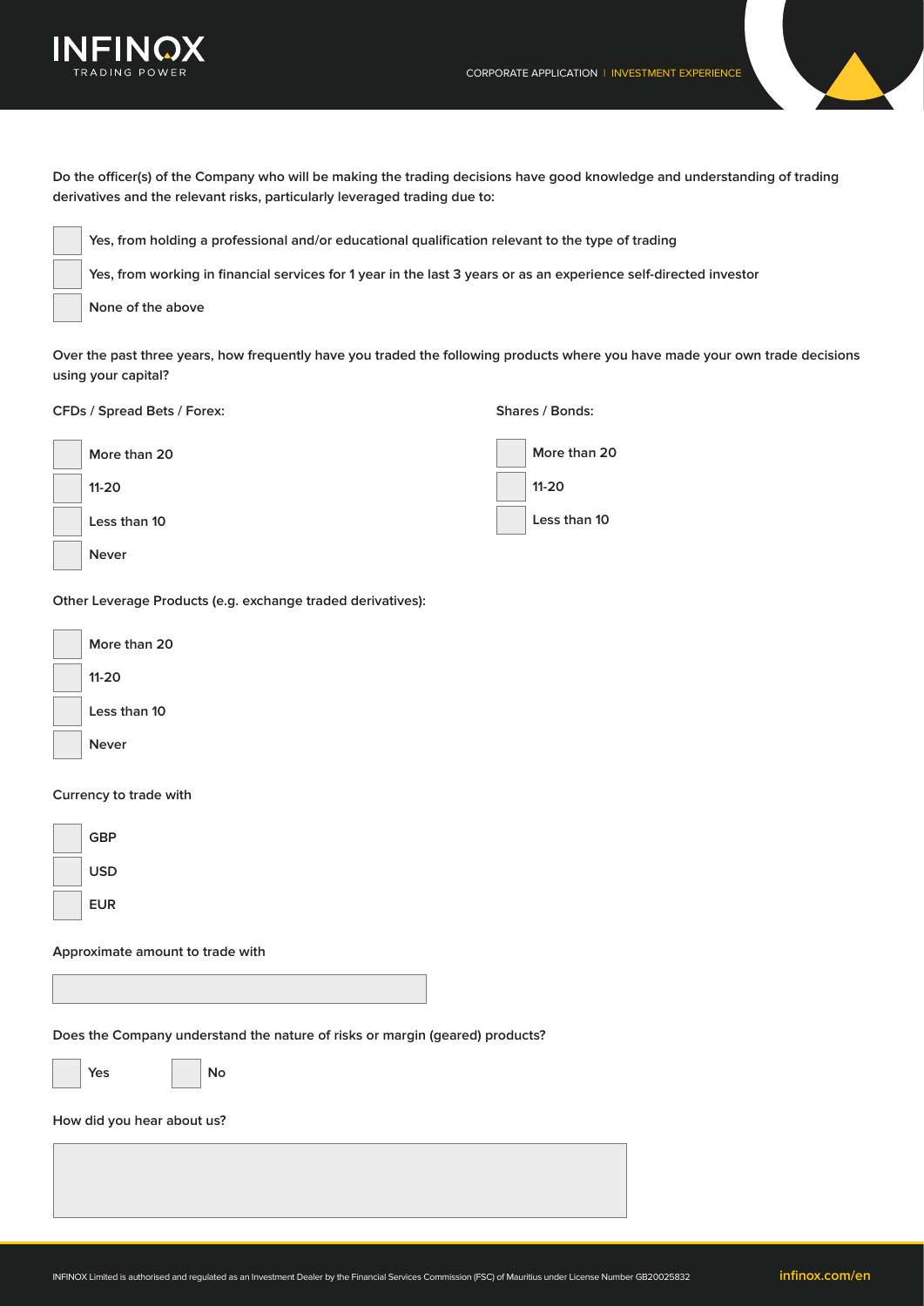Do the officer(s) of the Company who will be making the trading decisions have good knowledge and understanding of trading derivatives and the relevant risks, particularly leveraged trading due to:

- [ ] Yes, from holding a professional and/or educational qualification relevant to the type of trading
- [ ] Yes, from working in financial services for 1 year in the last 3 years or as an experience self-directed investor
- [ ] None of the above

Over the past three years, how frequently have you traded the following products where you have made your own trade decisions using your capital?

CFDs / Spread Bets / Forex:

- [ ] More than 20
- [ ] 11-20
- [ ] Less than 10
- [ ] Never

Shares / Bonds:

- [ ] More than 20
- [ ] 11-20
- [ ] Less than 10

Other Leverage Products (e.g. exchange traded derivatives):

- [ ] More than 20
- [ ] 11-20
- [ ] Less than 10
- [ ] Never

Currency to trade with

- [ ] GBP
- [ ] USD
- [ ] EUR

Approximate amount to trade with

\_\_\_\_\_\_\_\_\_\_\_\_\_\_\_\_\_\_\_\_

Does the Company understand the nature of risks or margin (geared) products?

- [ ] Yes
- [ ] No

How did you hear about us?

\_\_\_\_\_\_\_\_\_\_\_\_\_\_\_\_\_\_\_\_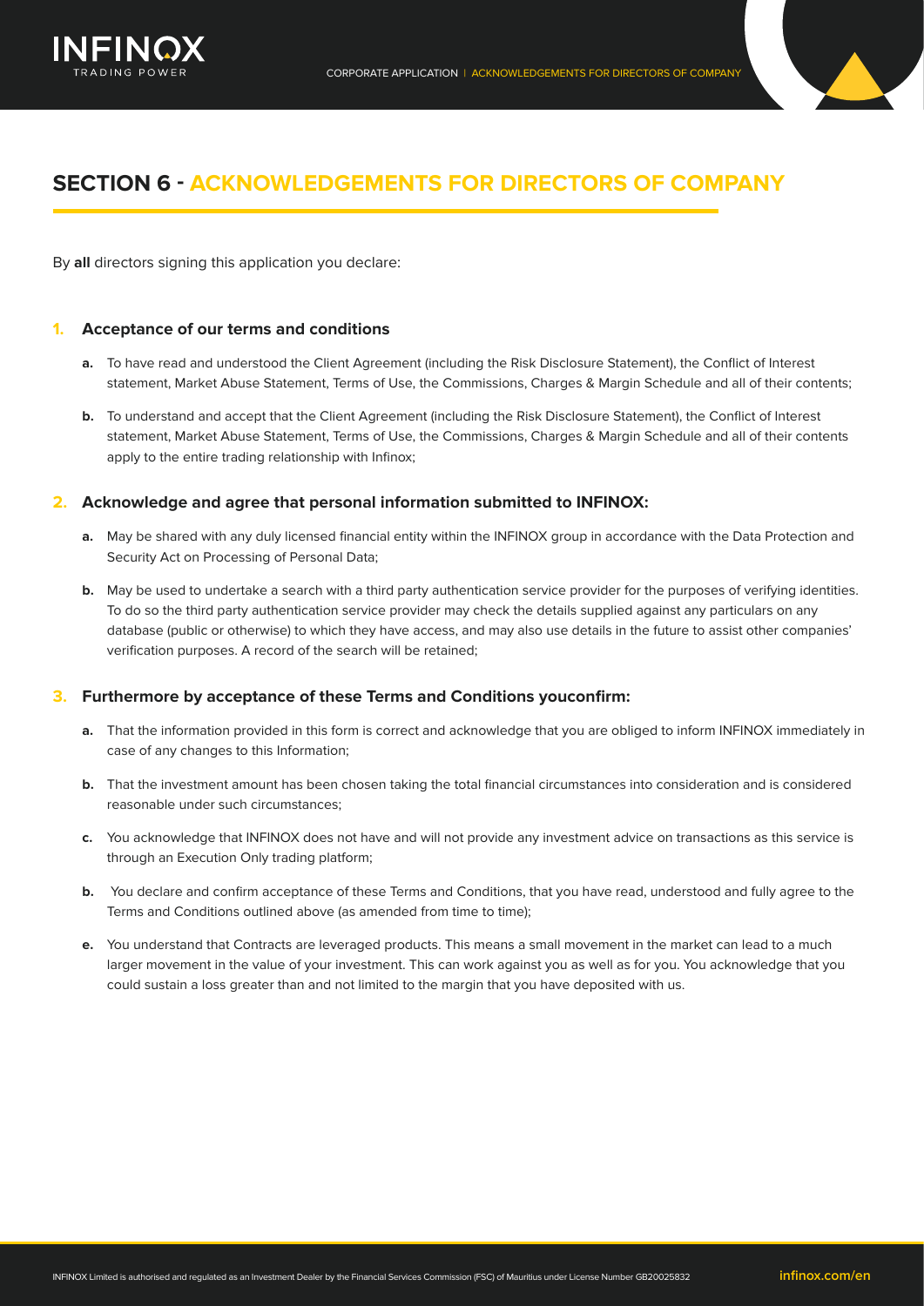## SECTION 6 - ACKNOWLEDGEMENTS FOR DIRECTORS OF COMPANY

By **all** directors signing this application you declare:

### 1. Acceptance of our terms and conditions

**a.** To have read and understood the Client Agreement (including the Risk Disclosure Statement), the Conflict of Interest statement, Market Abuse Statement, Terms of Use, the Commissions, Charges & Margin Schedule and all of their contents;

**b.** To understand and accept that the Client Agreement (including the Risk Disclosure Statement), the Conflict of Interest statement, Market Abuse Statement, Terms of Use, the Commissions, Charges & Margin Schedule and all of their contents apply to the entire trading relationship with Infinox;

### 2. Acknowledge and agree that personal information submitted to INFINOX:

**a.** May be shared with any duly licensed financial entity within the INFINOX group in accordance with the Data Protection and Security Act on Processing of Personal Data;

**b.** May be used to undertake a search with a third party authentication service provider for the purposes of verifying identities. To do so the third party authentication service provider may check the details supplied against any particulars on any database (public or otherwise) to which they have access, and may also use details in the future to assist other companies' verification purposes. A record of the search will be retained;

### 3. Furthermore by acceptance of these Terms and Conditions youconfirm:

**a.** That the information provided in this form is correct and acknowledge that you are obliged to inform INFINOX immediately in case of any changes to this Information;

**b.** That the investment amount has been chosen taking the total financial circumstances into consideration and is considered reasonable under such circumstances;

**c.** You acknowledge that INFINOX does not have and will not provide any investment advice on transactions as this service is through an Execution Only trading platform;

**b.** You declare and confirm acceptance of these Terms and Conditions, that you have read, understood and fully agree to the Terms and Conditions outlined above (as amended from time to time);

**e.** You understand that Contracts are leveraged products. This means a small movement in the market can lead to a much larger movement in the value of your investment. This can work against you as well as for you. You acknowledge that you could sustain a loss greater than and not limited to the margin that you have deposited with us.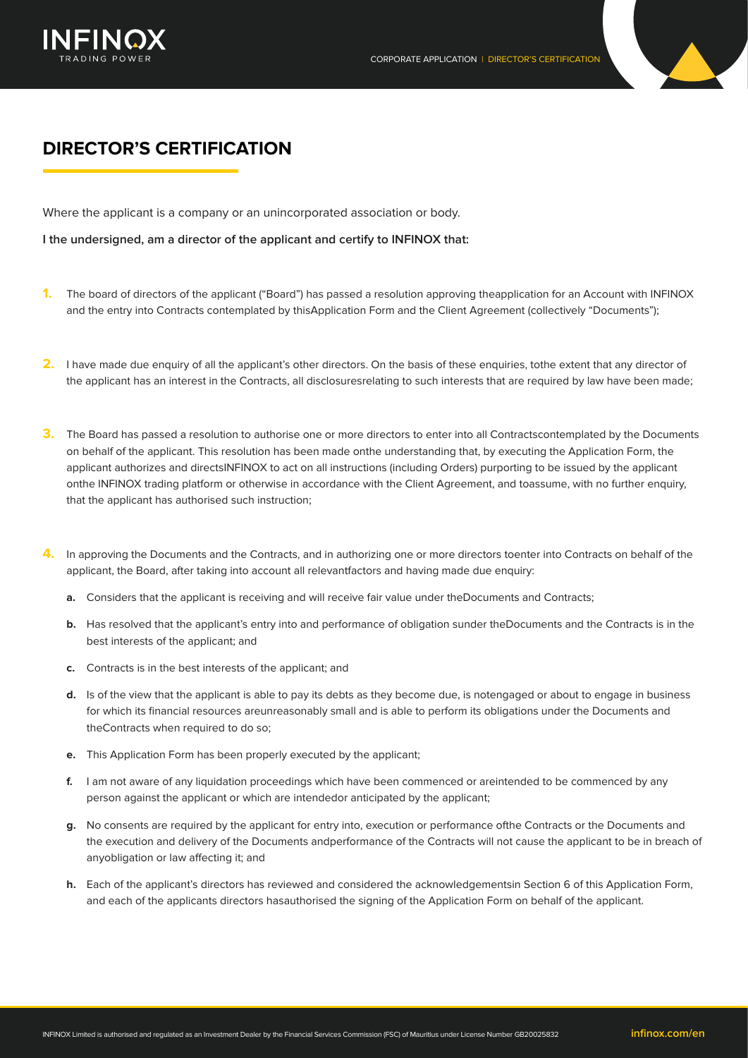# DIRECTOR'S CERTIFICATION

Where the applicant is a company or an unincorporated association or body.

**I the undersigned, am a director of the applicant and certify to INFINOX that:**

1. The board of directors of the applicant ("Board") has passed a resolution approving theapplication for an Account with INFINOX and the entry into Contracts contemplated by thisApplication Form and the Client Agreement (collectively "Documents");

2. I have made due enquiry of all the applicant's other directors. On the basis of these enquiries, tothe extent that any director of the applicant has an interest in the Contracts, all disclosuresrelating to such interests that are required by law have been made;

3. The Board has passed a resolution to authorise one or more directors to enter into all Contractscontemplated by the Documents on behalf of the applicant. This resolution has been made onthe understanding that, by executing the Application Form, the applicant authorizes and directsINFINOX to act on all instructions (including Orders) purporting to be issued by the applicant onthe INFINOX trading platform or otherwise in accordance with the Client Agreement, and toassume, with no further enquiry, that the applicant has authorised such instruction;

4. In approving the Documents and the Contracts, and in authorizing one or more directors toenter into Contracts on behalf of the applicant, the Board, after taking into account all relevantfactors and having made due enquiry:
   - **a.** Considers that the applicant is receiving and will receive fair value under theDocuments and Contracts;
   - **b.** Has resolved that the applicant's entry into and performance of obligation sunder theDocuments and the Contracts is in the best interests of the applicant; and
   - **c.** Contracts is in the best interests of the applicant; and
   - **d.** Is of the view that the applicant is able to pay its debts as they become due, is notengaged or about to engage in business for which its financial resources areunreasonably small and is able to perform its obligations under the Documents and theContracts when required to do so;
   - **e.** This Application Form has been properly executed by the applicant;
   - **f.** I am not aware of any liquidation proceedings which have been commenced or areintended to be commenced by any person against the applicant or which are intendedor anticipated by the applicant;
   - **g.** No consents are required by the applicant for entry into, execution or performance ofthe Contracts or the Documents and the execution and delivery of the Documents andperformance of the Contracts will not cause the applicant to be in breach of anyobligation or law affecting it; and
   - **h.** Each of the applicant's directors has reviewed and considered the acknowledgementsin Section 6 of this Application Form, and each of the applicants directors hasauthorised the signing of the Application Form on behalf of the applicant.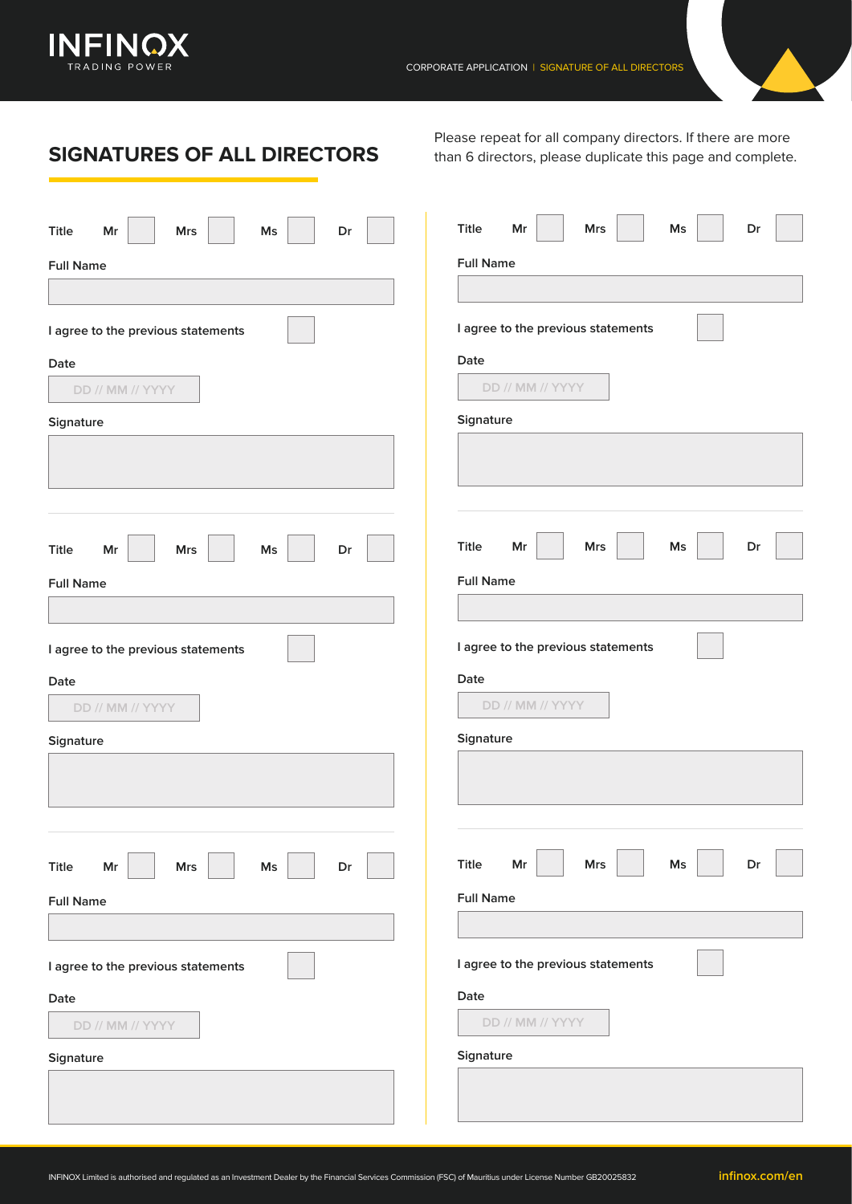## SIGNATURES OF ALL DIRECTORS

Please repeat for all company directors. If there are more than 6 directors, please duplicate this page and complete.

Title Mr ☐ Mrs ☐ Ms ☐ Dr ☐

Full Name

I agree to the previous statements ☐

Date

DD // MM // YYYY

Signature

---

Title Mr ☐ Mrs ☐ Ms ☐ Dr ☐

Full Name

I agree to the previous statements ☐

Date

DD // MM // YYYY

Signature

---

Title Mr ☐ Mrs ☐ Ms ☐ Dr ☐

Full Name

I agree to the previous statements ☐

Date

DD // MM // YYYY

Signature

---

Title Mr ☐ Mrs ☐ Ms ☐ Dr ☐

Full Name

I agree to the previous statements ☐

Date

DD // MM // YYYY

Signature

---

Title Mr ☐ Mrs ☐ Ms ☐ Dr ☐

Full Name

I agree to the previous statements ☐

Date

DD // MM // YYYY

Signature

---

Title Mr ☐ Mrs ☐ Ms ☐ Dr ☐

Full Name

I agree to the previous statements ☐

Date

DD // MM // YYYY

Signature

INFINOX Limited is authorised and regulated as an Investment Dealer by the Financial Services Commission (FSC) of Mauritius under License Number GB20025832

infinox.com/en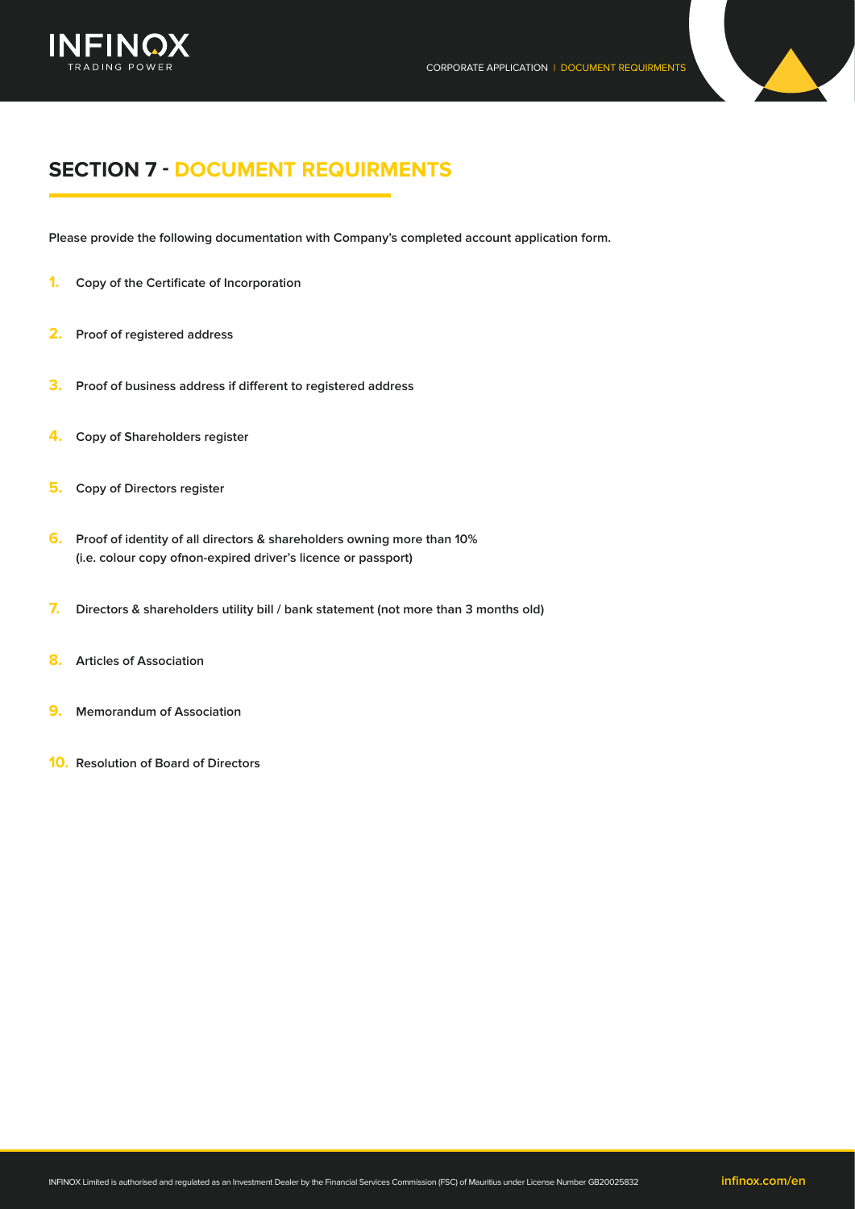## SECTION 7 - DOCUMENT REQUIRMENTS

**Please provide the following documentation with Company's completed account application form.**

1. **Copy of the Certificate of Incorporation**
2. **Proof of registered address**
3. **Proof of business address if different to registered address**
4. **Copy of Shareholders register**
5. **Copy of Directors register**
6. **Proof of identity of all directors & shareholders owning more than 10% (i.e. colour copy ofnon-expired driver's licence or passport)**
7. **Directors & shareholders utility bill / bank statement (not more than 3 months old)**
8. **Articles of Association**
9. **Memorandum of Association**
10. **Resolution of Board of Directors**